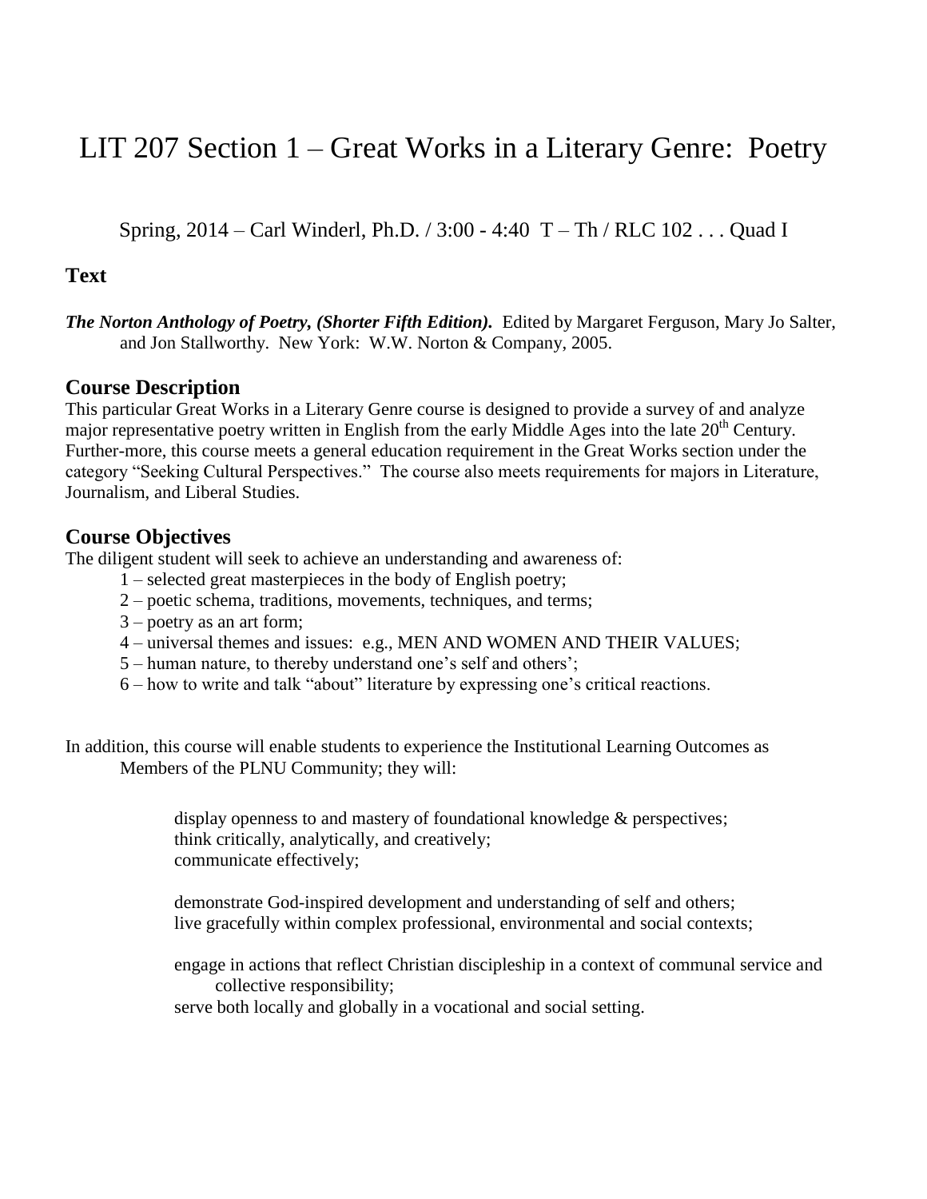# LIT 207 Section 1 – Great Works in a Literary Genre: Poetry

Spring, 2014 – Carl Winderl, Ph.D. / 3:00 - 4:40 T – Th / RLC 102 . . . Quad I

### Text

***The Norton Anthology of Poetry, (Shorter Fifth Edition).*** Edited by Margaret Ferguson, Mary Jo Salter, and Jon Stallworthy. New York: W.W. Norton & Company, 2005.

## Course Description

This particular Great Works in a Literary Genre course is designed to provide a survey of and analyze major representative poetry written in English from the early Middle Ages into the late 20th Century. Further-more, this course meets a general education requirement in the Great Works section under the category "Seeking Cultural Perspectives." The course also meets requirements for majors in Literature, Journalism, and Liberal Studies.

## Course Objectives

The diligent student will seek to achieve an understanding and awareness of:

1 – selected great masterpieces in the body of English poetry;
2 – poetic schema, traditions, movements, techniques, and terms;
3 – poetry as an art form;
4 – universal themes and issues: e.g., MEN AND WOMEN AND THEIR VALUES;
5 – human nature, to thereby understand one's self and others';
6 – how to write and talk "about" literature by expressing one's critical reactions.

In addition, this course will enable students to experience the Institutional Learning Outcomes as Members of the PLNU Community; they will:

display openness to and mastery of foundational knowledge & perspectives;
think critically, analytically, and creatively;
communicate effectively;

demonstrate God-inspired development and understanding of self and others;
live gracefully within complex professional, environmental and social contexts;

engage in actions that reflect Christian discipleship in a context of communal service and collective responsibility;
serve both locally and globally in a vocational and social setting.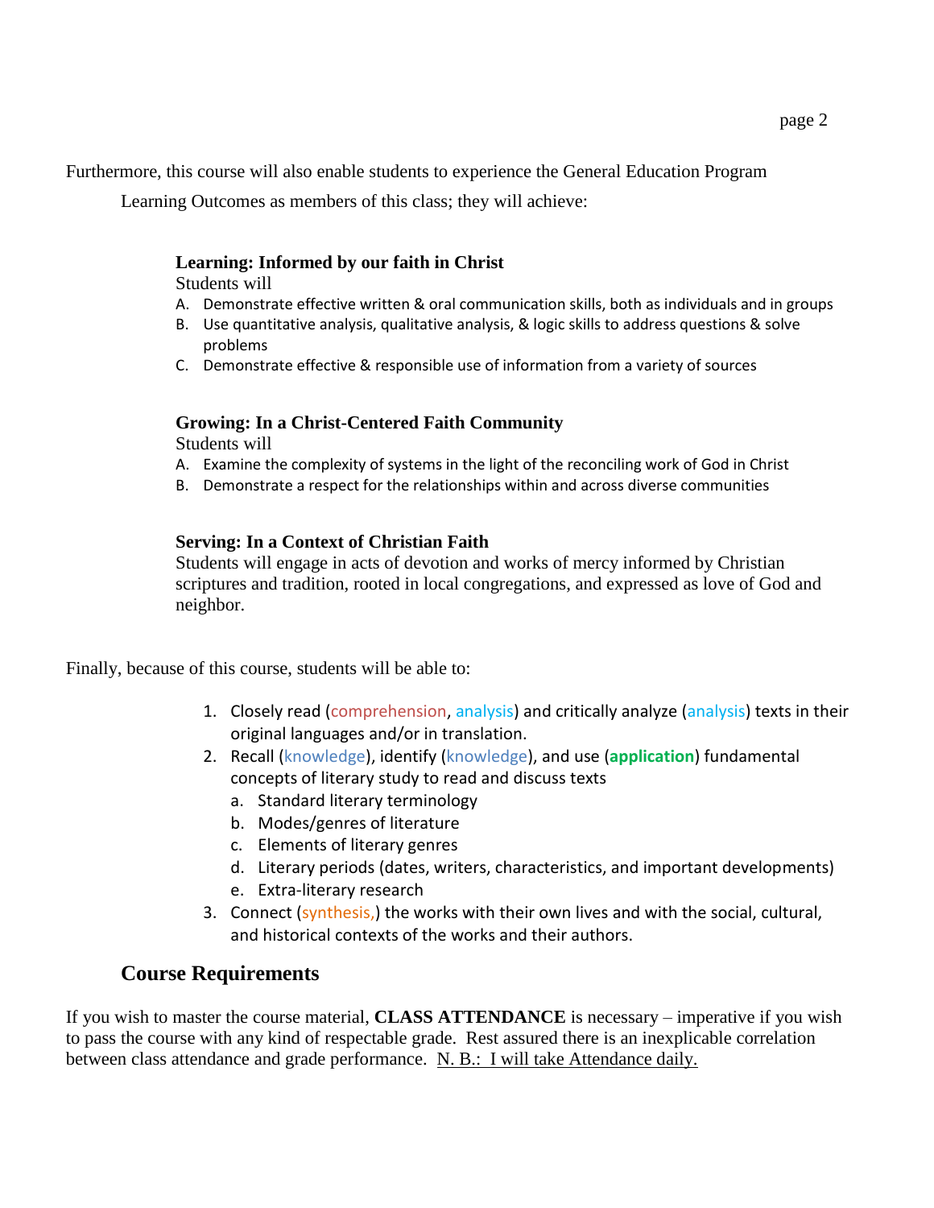Furthermore, this course will also enable students to experience the General Education Program Learning Outcomes as members of this class; they will achieve:

**Learning: Informed by our faith in Christ**

Students will

A. Demonstrate effective written & oral communication skills, both as individuals and in groups
B. Use quantitative analysis, qualitative analysis, & logic skills to address questions & solve problems
C. Demonstrate effective & responsible use of information from a variety of sources

**Growing: In a Christ-Centered Faith Community**

Students will

A. Examine the complexity of systems in the light of the reconciling work of God in Christ
B. Demonstrate a respect for the relationships within and across diverse communities

**Serving: In a Context of Christian Faith**

Students will engage in acts of devotion and works of mercy informed by Christian scriptures and tradition, rooted in local congregations, and expressed as love of God and neighbor.

Finally, because of this course, students will be able to:

1. Closely read (comprehension, analysis) and critically analyze (analysis) texts in their original languages and/or in translation.
2. Recall (knowledge), identify (knowledge), and use (**application**) fundamental concepts of literary study to read and discuss texts
   a. Standard literary terminology
   b. Modes/genres of literature
   c. Elements of literary genres
   d. Literary periods (dates, writers, characteristics, and important developments)
   e. Extra-literary research
3. Connect (synthesis,) the works with their own lives and with the social, cultural, and historical contexts of the works and their authors.

## Course Requirements

If you wish to master the course material, **CLASS ATTENDANCE** is necessary – imperative if you wish to pass the course with any kind of respectable grade. Rest assured there is an inexplicable correlation between class attendance and grade performance. <u>N. B.: I will take Attendance daily.</u>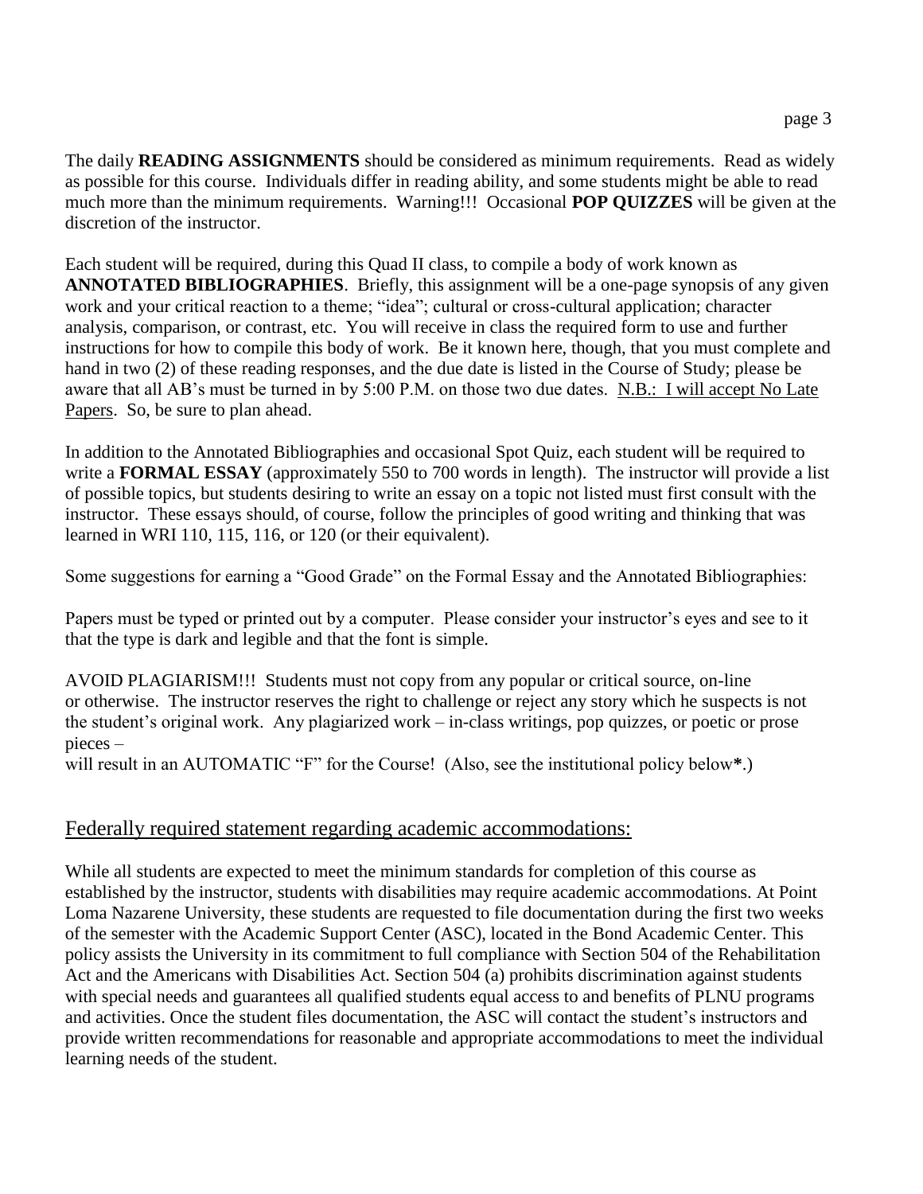The daily **READING ASSIGNMENTS** should be considered as minimum requirements. Read as widely as possible for this course. Individuals differ in reading ability, and some students might be able to read much more than the minimum requirements. Warning!!! Occasional **POP QUIZZES** will be given at the discretion of the instructor.

Each student will be required, during this Quad II class, to compile a body of work known as **ANNOTATED BIBLIOGRAPHIES**. Briefly, this assignment will be a one-page synopsis of any given work and your critical reaction to a theme; "idea"; cultural or cross-cultural application; character analysis, comparison, or contrast, etc. You will receive in class the required form to use and further instructions for how to compile this body of work. Be it known here, though, that you must complete and hand in two (2) of these reading responses, and the due date is listed in the Course of Study; please be aware that all AB's must be turned in by 5:00 P.M. on those two due dates. <u>N.B.: I will accept No Late Papers</u>. So, be sure to plan ahead.

In addition to the Annotated Bibliographies and occasional Spot Quiz, each student will be required to write a **FORMAL ESSAY** (approximately 550 to 700 words in length). The instructor will provide a list of possible topics, but students desiring to write an essay on a topic not listed must first consult with the instructor. These essays should, of course, follow the principles of good writing and thinking that was learned in WRI 110, 115, 116, or 120 (or their equivalent).

Some suggestions for earning a "Good Grade" on the Formal Essay and the Annotated Bibliographies:

Papers must be typed or printed out by a computer. Please consider your instructor's eyes and see to it that the type is dark and legible and that the font is simple.

AVOID PLAGIARISM!!! Students must not copy from any popular or critical source, on-line or otherwise. The instructor reserves the right to challenge or reject any story which he suspects is not the student's original work. Any plagiarized work – in-class writings, pop quizzes, or poetic or prose pieces –
will result in an AUTOMATIC "F" for the Course! (Also, see the institutional policy below**\***.)

## <u>Federally required statement regarding academic accommodations:</u>

While all students are expected to meet the minimum standards for completion of this course as established by the instructor, students with disabilities may require academic accommodations. At Point Loma Nazarene University, these students are requested to file documentation during the first two weeks of the semester with the Academic Support Center (ASC), located in the Bond Academic Center. This policy assists the University in its commitment to full compliance with Section 504 of the Rehabilitation Act and the Americans with Disabilities Act. Section 504 (a) prohibits discrimination against students with special needs and guarantees all qualified students equal access to and benefits of PLNU programs and activities. Once the student files documentation, the ASC will contact the student's instructors and provide written recommendations for reasonable and appropriate accommodations to meet the individual learning needs of the student.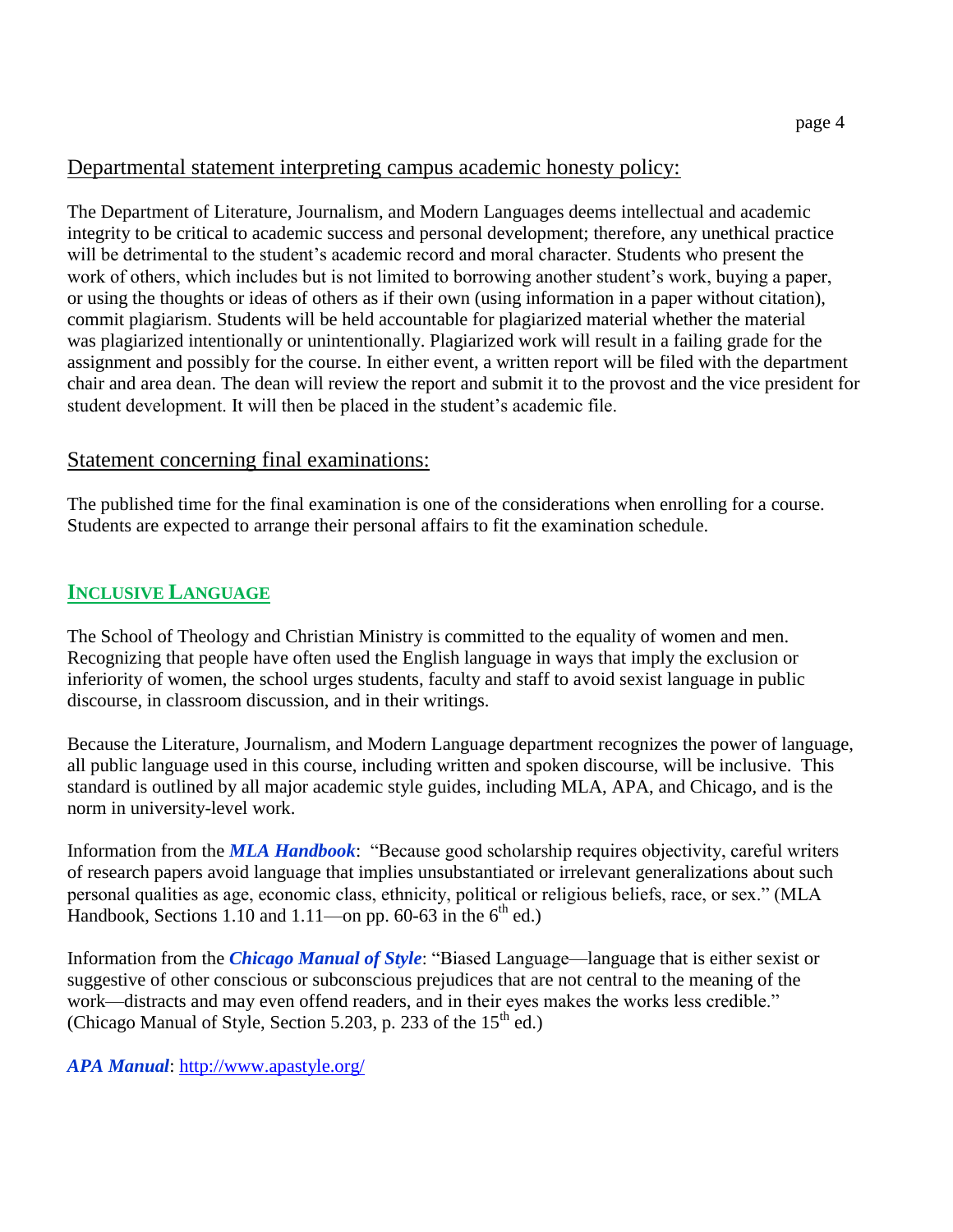## Departmental statement interpreting campus academic honesty policy:

The Department of Literature, Journalism, and Modern Languages deems intellectual and academic integrity to be critical to academic success and personal development; therefore, any unethical practice will be detrimental to the student's academic record and moral character. Students who present the work of others, which includes but is not limited to borrowing another student's work, buying a paper, or using the thoughts or ideas of others as if their own (using information in a paper without citation), commit plagiarism. Students will be held accountable for plagiarized material whether the material was plagiarized intentionally or unintentionally. Plagiarized work will result in a failing grade for the assignment and possibly for the course. In either event, a written report will be filed with the department chair and area dean. The dean will review the report and submit it to the provost and the vice president for student development. It will then be placed in the student's academic file.

## Statement concerning final examinations:

The published time for the final examination is one of the considerations when enrolling for a course. Students are expected to arrange their personal affairs to fit the examination schedule.

## INCLUSIVE LANGUAGE

The School of Theology and Christian Ministry is committed to the equality of women and men. Recognizing that people have often used the English language in ways that imply the exclusion or inferiority of women, the school urges students, faculty and staff to avoid sexist language in public discourse, in classroom discussion, and in their writings.

Because the Literature, Journalism, and Modern Language department recognizes the power of language, all public language used in this course, including written and spoken discourse, will be inclusive. This standard is outlined by all major academic style guides, including MLA, APA, and Chicago, and is the norm in university-level work.

Information from the ***MLA Handbook***: "Because good scholarship requires objectivity, careful writers of research papers avoid language that implies unsubstantiated or irrelevant generalizations about such personal qualities as age, economic class, ethnicity, political or religious beliefs, race, or sex." (MLA Handbook, Sections 1.10 and 1.11—on pp. 60-63 in the 6th ed.)

Information from the ***Chicago Manual of Style***: "Biased Language—language that is either sexist or suggestive of other conscious or subconscious prejudices that are not central to the meaning of the work—distracts and may even offend readers, and in their eyes makes the works less credible." (Chicago Manual of Style, Section 5.203, p. 233 of the 15th ed.)

***APA Manual***: http://www.apastyle.org/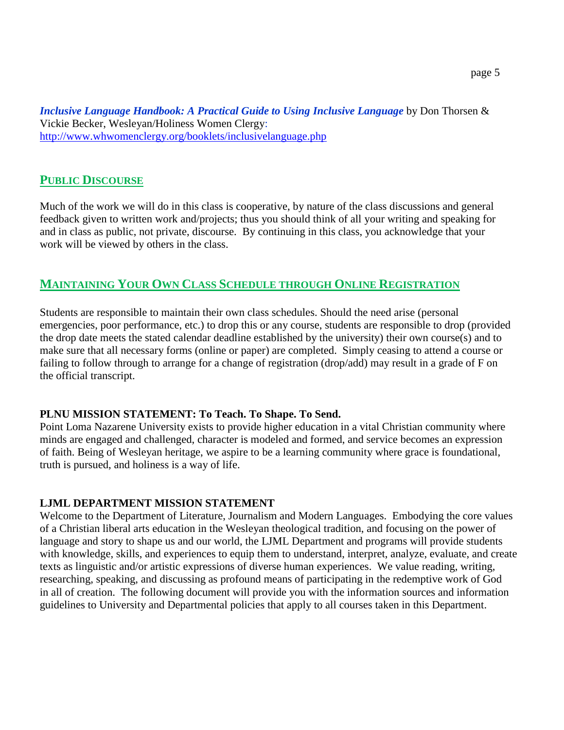***Inclusive Language Handbook: A Practical Guide to Using Inclusive Language*** by Don Thorsen & Vickie Becker, Wesleyan/Holiness Women Clergy: http://www.whwomenclergy.org/booklets/inclusivelanguage.php

## PUBLIC DISCOURSE

Much of the work we will do in this class is cooperative, by nature of the class discussions and general feedback given to written work and/projects; thus you should think of all your writing and speaking for and in class as public, not private, discourse. By continuing in this class, you acknowledge that your work will be viewed by others in the class.

## MAINTAINING YOUR OWN CLASS SCHEDULE THROUGH ONLINE REGISTRATION

Students are responsible to maintain their own class schedules. Should the need arise (personal emergencies, poor performance, etc.) to drop this or any course, students are responsible to drop (provided the drop date meets the stated calendar deadline established by the university) their own course(s) and to make sure that all necessary forms (online or paper) are completed. Simply ceasing to attend a course or failing to follow through to arrange for a change of registration (drop/add) may result in a grade of F on the official transcript.

**PLNU MISSION STATEMENT: To Teach. To Shape. To Send.**
Point Loma Nazarene University exists to provide higher education in a vital Christian community where minds are engaged and challenged, character is modeled and formed, and service becomes an expression of faith. Being of Wesleyan heritage, we aspire to be a learning community where grace is foundational, truth is pursued, and holiness is a way of life.

**LJML DEPARTMENT MISSION STATEMENT**
Welcome to the Department of Literature, Journalism and Modern Languages. Embodying the core values of a Christian liberal arts education in the Wesleyan theological tradition, and focusing on the power of language and story to shape us and our world, the LJML Department and programs will provide students with knowledge, skills, and experiences to equip them to understand, interpret, analyze, evaluate, and create texts as linguistic and/or artistic expressions of diverse human experiences. We value reading, writing, researching, speaking, and discussing as profound means of participating in the redemptive work of God in all of creation. The following document will provide you with the information sources and information guidelines to University and Departmental policies that apply to all courses taken in this Department.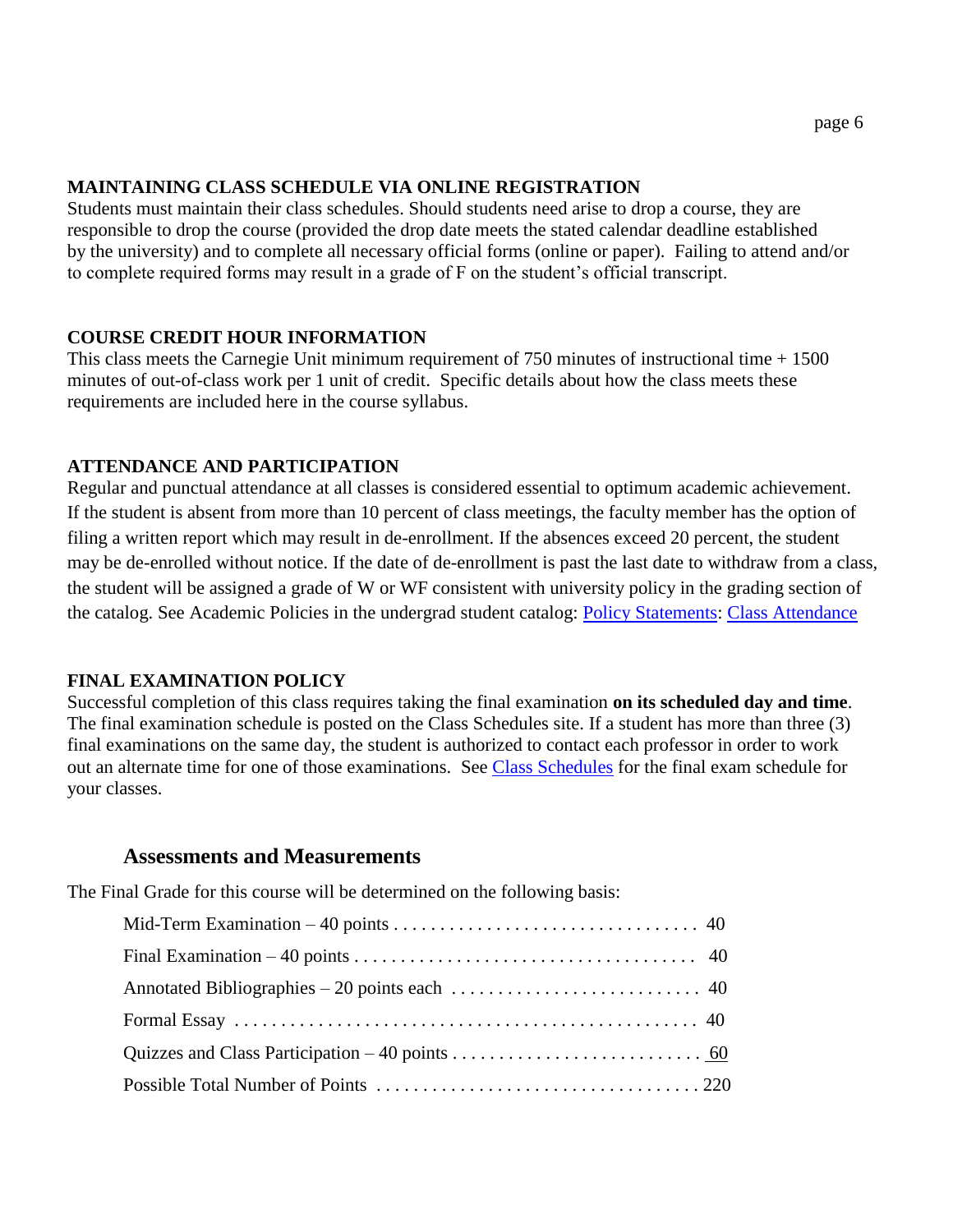### MAINTAINING CLASS SCHEDULE VIA ONLINE REGISTRATION

Students must maintain their class schedules. Should students need arise to drop a course, they are responsible to drop the course (provided the drop date meets the stated calendar deadline established by the university) and to complete all necessary official forms (online or paper). Failing to attend and/or to complete required forms may result in a grade of F on the student's official transcript.

### COURSE CREDIT HOUR INFORMATION

This class meets the Carnegie Unit minimum requirement of 750 minutes of instructional time + 1500 minutes of out-of-class work per 1 unit of credit. Specific details about how the class meets these requirements are included here in the course syllabus.

### ATTENDANCE AND PARTICIPATION

Regular and punctual attendance at all classes is considered essential to optimum academic achievement. If the student is absent from more than 10 percent of class meetings, the faculty member has the option of filing a written report which may result in de-enrollment. If the absences exceed 20 percent, the student may be de-enrolled without notice. If the date of de-enrollment is past the last date to withdraw from a class, the student will be assigned a grade of W or WF consistent with university policy in the grading section of the catalog. See Academic Policies in the undergrad student catalog: Policy Statements: Class Attendance

### FINAL EXAMINATION POLICY

Successful completion of this class requires taking the final examination **on its scheduled day and time**. The final examination schedule is posted on the Class Schedules site. If a student has more than three (3) final examinations on the same day, the student is authorized to contact each professor in order to work out an alternate time for one of those examinations. See Class Schedules for the final exam schedule for your classes.

## Assessments and Measurements

The Final Grade for this course will be determined on the following basis:

| Item | Points |
|---|---|
| Mid-Term Examination – 40 points | 40 |
| Final Examination – 40 points | 40 |
| Annotated Bibliographies – 20 points each | 40 |
| Formal Essay | 40 |
| Quizzes and Class Participation – 40 points | 60 |
| Possible Total Number of Points | 220 |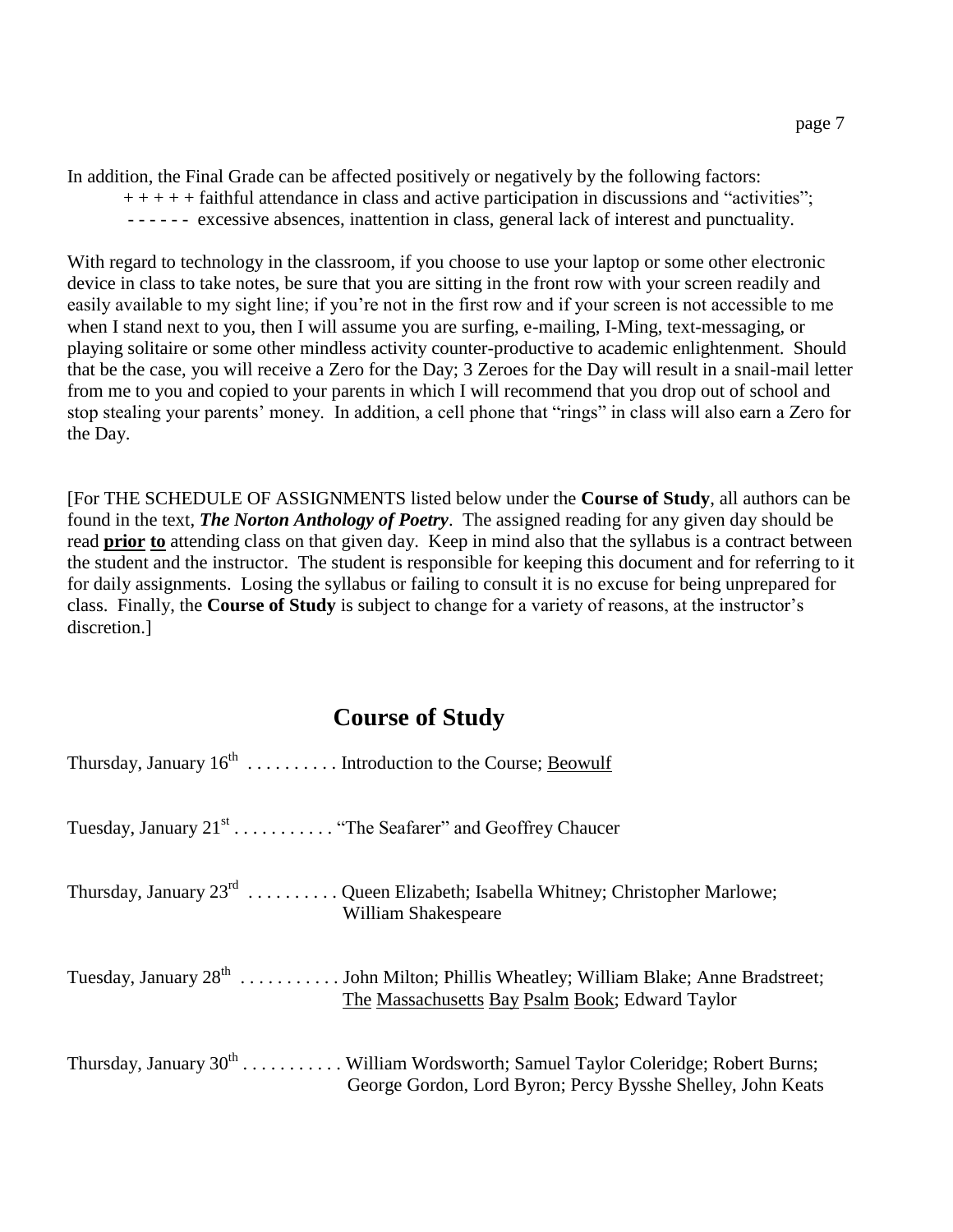In addition, the Final Grade can be affected positively or negatively by the following factors:

+ + + + + faithful attendance in class and active participation in discussions and "activities";

- - - - - - excessive absences, inattention in class, general lack of interest and punctuality.

With regard to technology in the classroom, if you choose to use your laptop or some other electronic device in class to take notes, be sure that you are sitting in the front row with your screen readily and easily available to my sight line; if you're not in the first row and if your screen is not accessible to me when I stand next to you, then I will assume you are surfing, e-mailing, I-Ming, text-messaging, or playing solitaire or some other mindless activity counter-productive to academic enlightenment. Should that be the case, you will receive a Zero for the Day; 3 Zeroes for the Day will result in a snail-mail letter from me to you and copied to your parents in which I will recommend that you drop out of school and stop stealing your parents' money. In addition, a cell phone that "rings" in class will also earn a Zero for the Day.

[For THE SCHEDULE OF ASSIGNMENTS listed below under the **Course of Study**, all authors can be found in the text, ***The Norton Anthology of Poetry***. The assigned reading for any given day should be read <u>**prior to**</u> attending class on that given day. Keep in mind also that the syllabus is a contract between the student and the instructor. The student is responsible for keeping this document and for referring to it for daily assignments. Losing the syllabus or failing to consult it is no excuse for being unprepared for class. Finally, the **Course of Study** is subject to change for a variety of reasons, at the instructor's discretion.]

## Course of Study

Thursday, January 16th . . . . . . . . . . Introduction to the Course; <u>Beowulf</u>

Tuesday, January 21st . . . . . . . . . . . "The Seafarer" and Geoffrey Chaucer

Thursday, January 23rd . . . . . . . . . . Queen Elizabeth; Isabella Whitney; Christopher Marlowe; William Shakespeare

Tuesday, January 28th . . . . . . . . . . . John Milton; Phillis Wheatley; William Blake; Anne Bradstreet; <u>The Massachusetts Bay Psalm Book</u>; Edward Taylor

Thursday, January 30th . . . . . . . . . . . William Wordsworth; Samuel Taylor Coleridge; Robert Burns; George Gordon, Lord Byron; Percy Bysshe Shelley, John Keats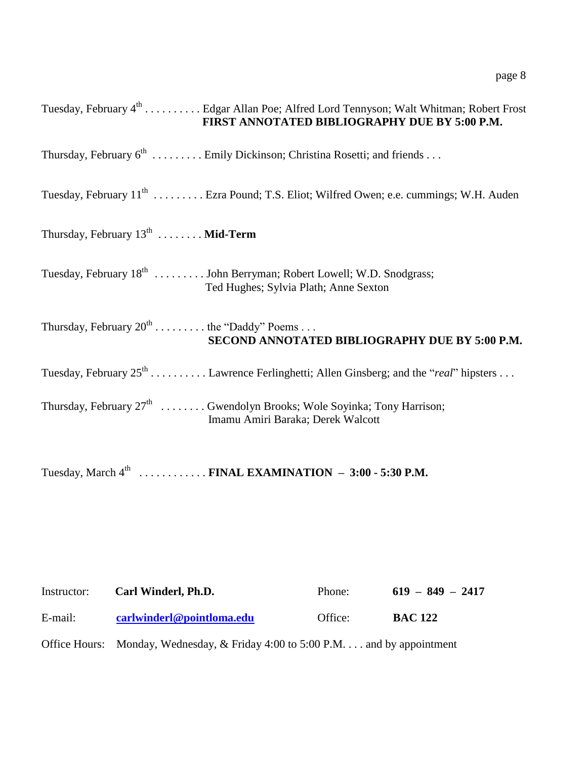Tuesday, February 4th . . . . . . . . . . Edgar Allan Poe; Alfred Lord Tennyson; Walt Whitman; Robert Frost
**FIRST ANNOTATED BIBLIOGRAPHY DUE BY 5:00 P.M.**

Thursday, February 6th . . . . . . . . . Emily Dickinson; Christina Rosetti; and friends . . .

Tuesday, February 11th . . . . . . . . . Ezra Pound; T.S. Eliot; Wilfred Owen; e.e. cummings; W.H. Auden

Thursday, February 13th . . . . . . . . **Mid-Term**

Tuesday, February 18th . . . . . . . . . John Berryman; Robert Lowell; W.D. Snodgrass;
Ted Hughes; Sylvia Plath; Anne Sexton

Thursday, February 20th . . . . . . . . . the "Daddy" Poems . . .
**SECOND ANNOTATED BIBLIOGRAPHY DUE BY 5:00 P.M.**

Tuesday, February 25th . . . . . . . . . . Lawrence Ferlinghetti; Allen Ginsberg; and the "*real*" hipsters . . .

Thursday, February 27th . . . . . . . . Gwendolyn Brooks; Wole Soyinka; Tony Harrison;
Imamu Amiri Baraka; Derek Walcott

Tuesday, March 4th . . . . . . . . . . . . **FINAL EXAMINATION – 3:00 - 5:30 P.M.**

| | | | |
|---|---|---|---|
| Instructor: | **Carl Winderl, Ph.D.** | Phone: | **619 – 849 – 2417** |
| E-mail: | **carlwinderl@pointloma.edu** | Office: | **BAC 122** |

Office Hours: Monday, Wednesday, & Friday 4:00 to 5:00 P.M. . . . and by appointment